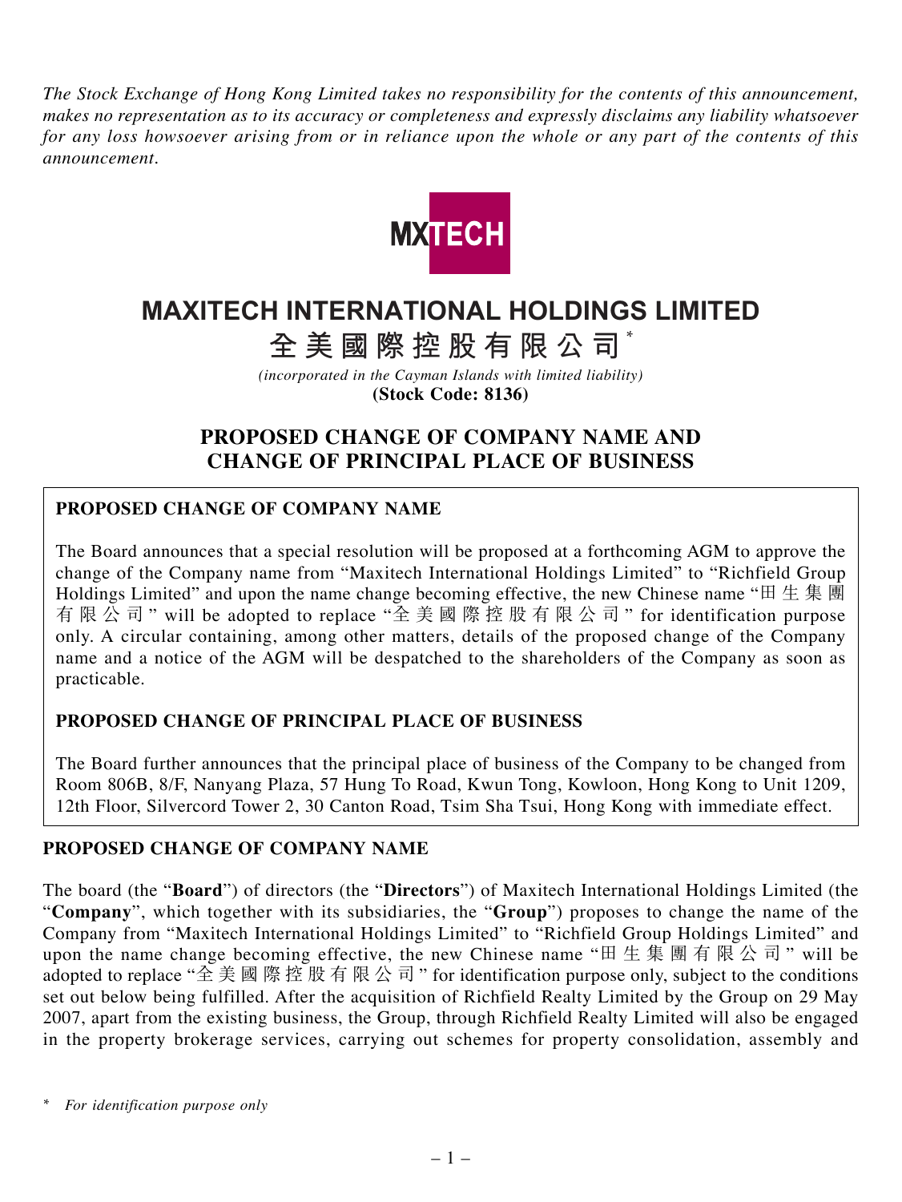*The Stock Exchange of Hong Kong Limited takes no responsibility for the contents of this announcement, makes no representation as to its accuracy or completeness and expressly disclaims any liability whatsoever for any loss howsoever arising from or in reliance upon the whole or any part of the contents of this announcement.*

# MAXITECH INTERNATIONAL HOLDINGS LIMITED

# 全美國際控股有限公司*

*(incorporated in the Cayman Islands with limited liability)*

**(Stock Code: 8136)**

## PROPOSED CHANGE OF COMPANY NAME AND CHANGE OF PRINCIPAL PLACE OF BUSINESS

### PROPOSED CHANGE OF COMPANY NAME

The Board announces that a special resolution will be proposed at a forthcoming AGM to approve the change of the Company name from "Maxitech International Holdings Limited" to "Richfield Group Holdings Limited" and upon the name change becoming effective, the new Chinese name "田生集團有限公司" will be adopted to replace "全美國際控股有限公司" for identification purpose only. A circular containing, among other matters, details of the proposed change of the Company name and a notice of the AGM will be despatched to the shareholders of the Company as soon as practicable.

### PROPOSED CHANGE OF PRINCIPAL PLACE OF BUSINESS

The Board further announces that the principal place of business of the Company to be changed from Room 806B, 8/F, Nanyang Plaza, 57 Hung To Road, Kwun Tong, Kowloon, Hong Kong to Unit 1209, 12th Floor, Silvercord Tower 2, 30 Canton Road, Tsim Sha Tsui, Hong Kong with immediate effect.

### PROPOSED CHANGE OF COMPANY NAME

The board (the "**Board**") of directors (the "**Directors**") of Maxitech International Holdings Limited (the "**Company**", which together with its subsidiaries, the "**Group**") proposes to change the name of the Company from "Maxitech International Holdings Limited" to "Richfield Group Holdings Limited" and upon the name change becoming effective, the new Chinese name "田生集團有限公司" will be adopted to replace "全美國際控股有限公司" for identification purpose only, subject to the conditions set out below being fulfilled. After the acquisition of Richfield Realty Limited by the Group on 29 May 2007, apart from the existing business, the Group, through Richfield Realty Limited will also be engaged in the property brokerage services, carrying out schemes for property consolidation, assembly and

\* *For identification purpose only*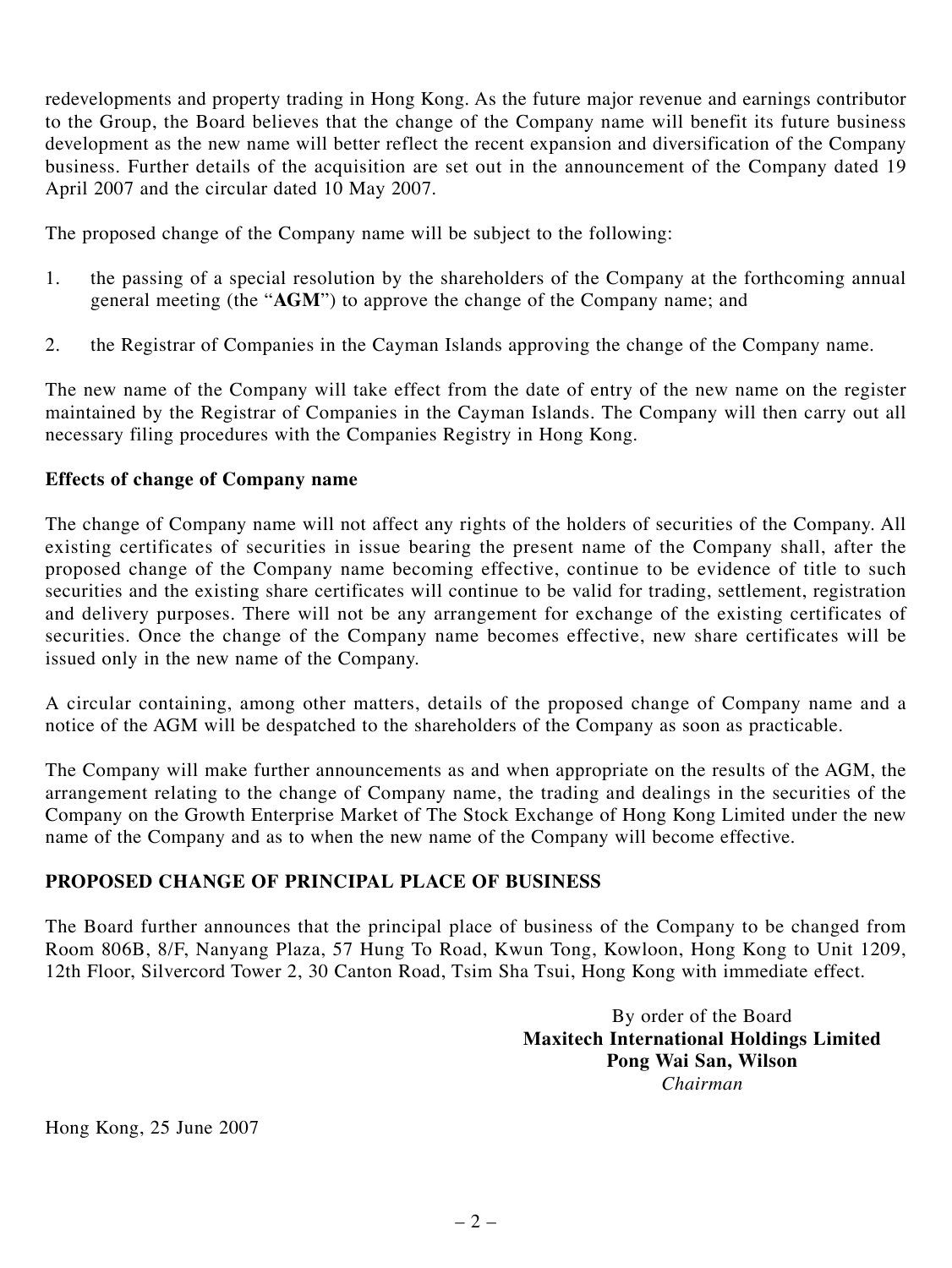redevelopments and property trading in Hong Kong. As the future major revenue and earnings contributor to the Group, the Board believes that the change of the Company name will benefit its future business development as the new name will better reflect the recent expansion and diversification of the Company business. Further details of the acquisition are set out in the announcement of the Company dated 19 April 2007 and the circular dated 10 May 2007.

The proposed change of the Company name will be subject to the following:

1. the passing of a special resolution by the shareholders of the Company at the forthcoming annual general meeting (the "**AGM**") to approve the change of the Company name; and

2. the Registrar of Companies in the Cayman Islands approving the change of the Company name.

The new name of the Company will take effect from the date of entry of the new name on the register maintained by the Registrar of Companies in the Cayman Islands. The Company will then carry out all necessary filing procedures with the Companies Registry in Hong Kong.

**Effects of change of Company name**

The change of Company name will not affect any rights of the holders of securities of the Company. All existing certificates of securities in issue bearing the present name of the Company shall, after the proposed change of the Company name becoming effective, continue to be evidence of title to such securities and the existing share certificates will continue to be valid for trading, settlement, registration and delivery purposes. There will not be any arrangement for exchange of the existing certificates of securities. Once the change of the Company name becomes effective, new share certificates will be issued only in the new name of the Company.

A circular containing, among other matters, details of the proposed change of Company name and a notice of the AGM will be despatched to the shareholders of the Company as soon as practicable.

The Company will make further announcements as and when appropriate on the results of the AGM, the arrangement relating to the change of Company name, the trading and dealings in the securities of the Company on the Growth Enterprise Market of The Stock Exchange of Hong Kong Limited under the new name of the Company and as to when the new name of the Company will become effective.

**PROPOSED CHANGE OF PRINCIPAL PLACE OF BUSINESS**

The Board further announces that the principal place of business of the Company to be changed from Room 806B, 8/F, Nanyang Plaza, 57 Hung To Road, Kwun Tong, Kowloon, Hong Kong to Unit 1209, 12th Floor, Silvercord Tower 2, 30 Canton Road, Tsim Sha Tsui, Hong Kong with immediate effect.

By order of the Board
**Maxitech International Holdings Limited**
**Pong Wai San, Wilson**
*Chairman*

Hong Kong, 25 June 2007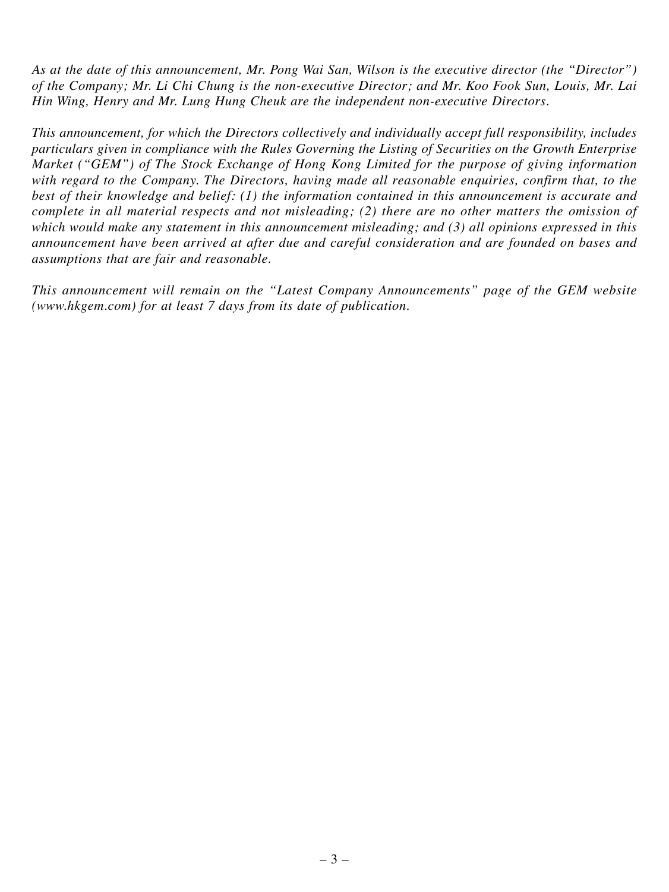*As at the date of this announcement, Mr. Pong Wai San, Wilson is the executive director (the "Director") of the Company; Mr. Li Chi Chung is the non-executive Director; and Mr. Koo Fook Sun, Louis, Mr. Lai Hin Wing, Henry and Mr. Lung Hung Cheuk are the independent non-executive Directors.*

*This announcement, for which the Directors collectively and individually accept full responsibility, includes particulars given in compliance with the Rules Governing the Listing of Securities on the Growth Enterprise Market ("GEM") of The Stock Exchange of Hong Kong Limited for the purpose of giving information with regard to the Company. The Directors, having made all reasonable enquiries, confirm that, to the best of their knowledge and belief: (1) the information contained in this announcement is accurate and complete in all material respects and not misleading; (2) there are no other matters the omission of which would make any statement in this announcement misleading; and (3) all opinions expressed in this announcement have been arrived at after due and careful consideration and are founded on bases and assumptions that are fair and reasonable.*

*This announcement will remain on the "Latest Company Announcements" page of the GEM website (www.hkgem.com) for at least 7 days from its date of publication.*